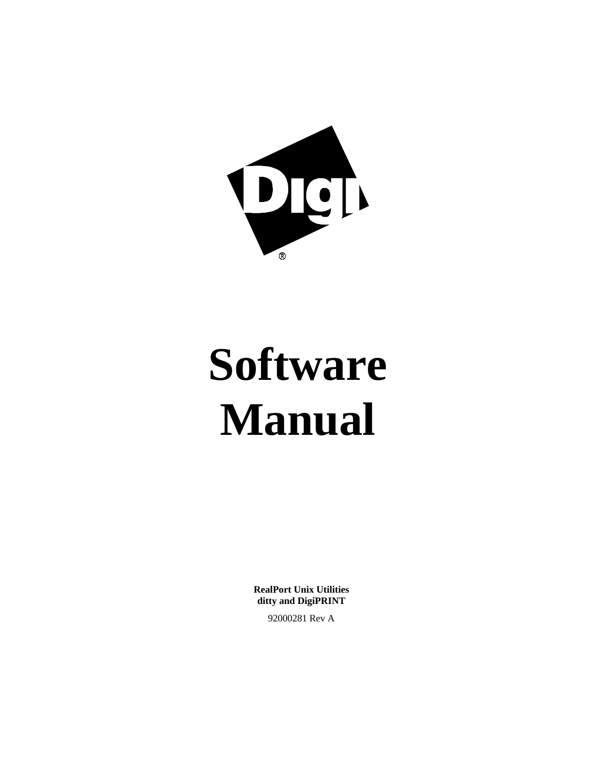Digi®

# Software Manual

**RealPort Unix Utilities**
**ditty and DigiPRINT**

92000281 Rev A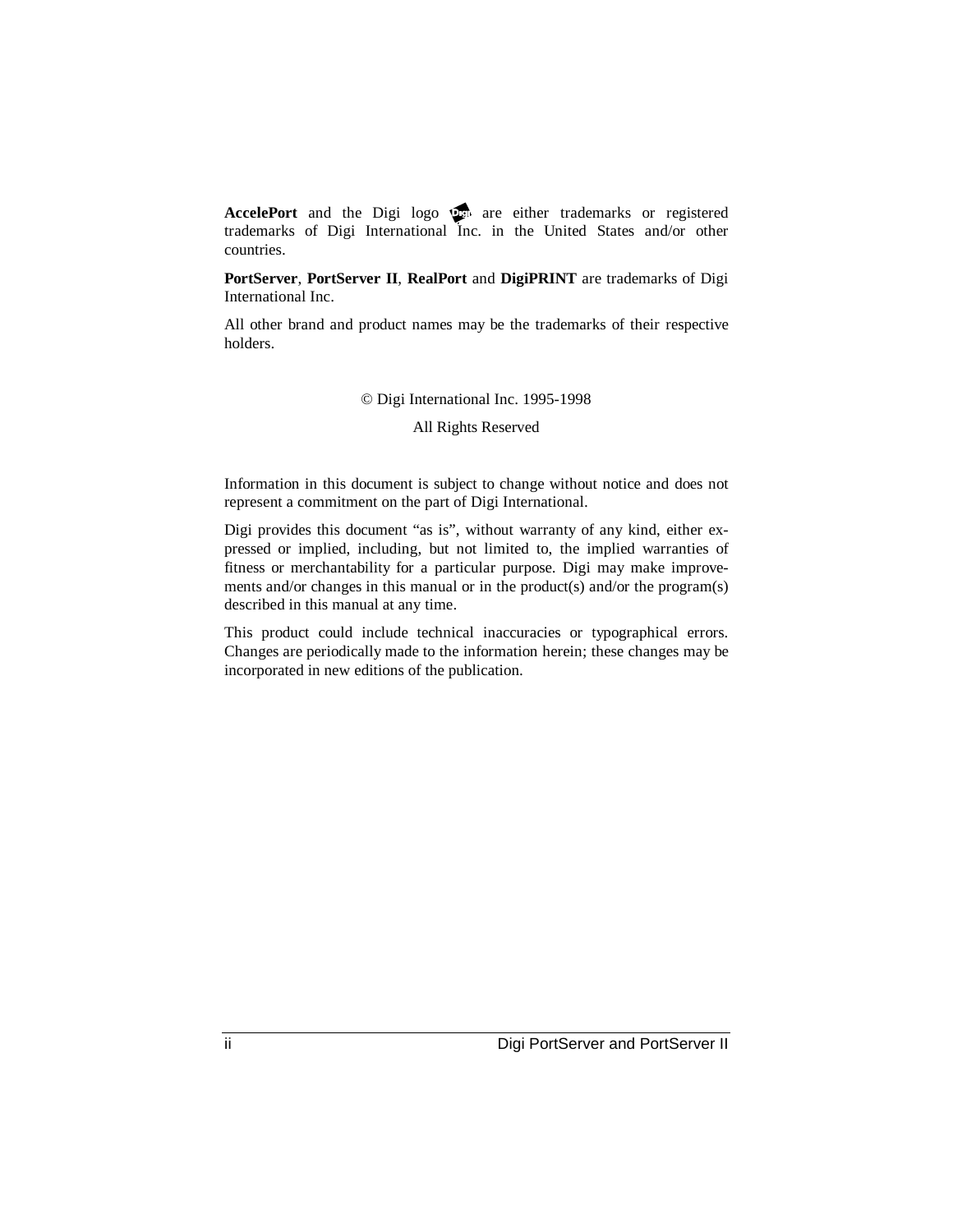**AccelePort** and the Digi logo are either trademarks or registered trademarks of Digi International Inc. in the United States and/or other countries.

**PortServer**, **PortServer II**, **RealPort** and **DigiPRINT** are trademarks of Digi International Inc.

All other brand and product names may be the trademarks of their respective holders.

© Digi International Inc. 1995-1998

All Rights Reserved

Information in this document is subject to change without notice and does not represent a commitment on the part of Digi International.

Digi provides this document "as is", without warranty of any kind, either expressed or implied, including, but not limited to, the implied warranties of fitness or merchantability for a particular purpose. Digi may make improvements and/or changes in this manual or in the product(s) and/or the program(s) described in this manual at any time.

This product could include technical inaccuracies or typographical errors. Changes are periodically made to the information herein; these changes may be incorporated in new editions of the publication.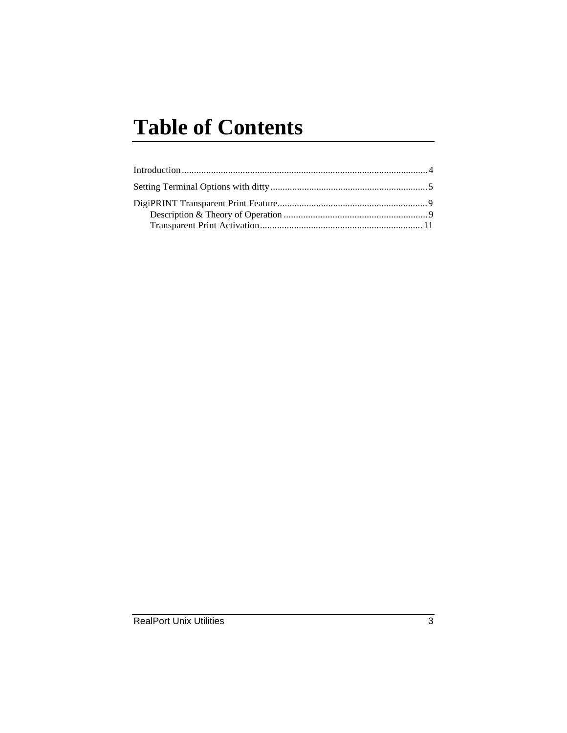# Table of Contents

Introduction....................................................................................................4

Setting Terminal Options with ditty.................................................................5

DigiPRINT Transparent Print Feature.............................................................9

- Description & Theory of Operation ...........................................................9
- Transparent Print Activation...................................................................11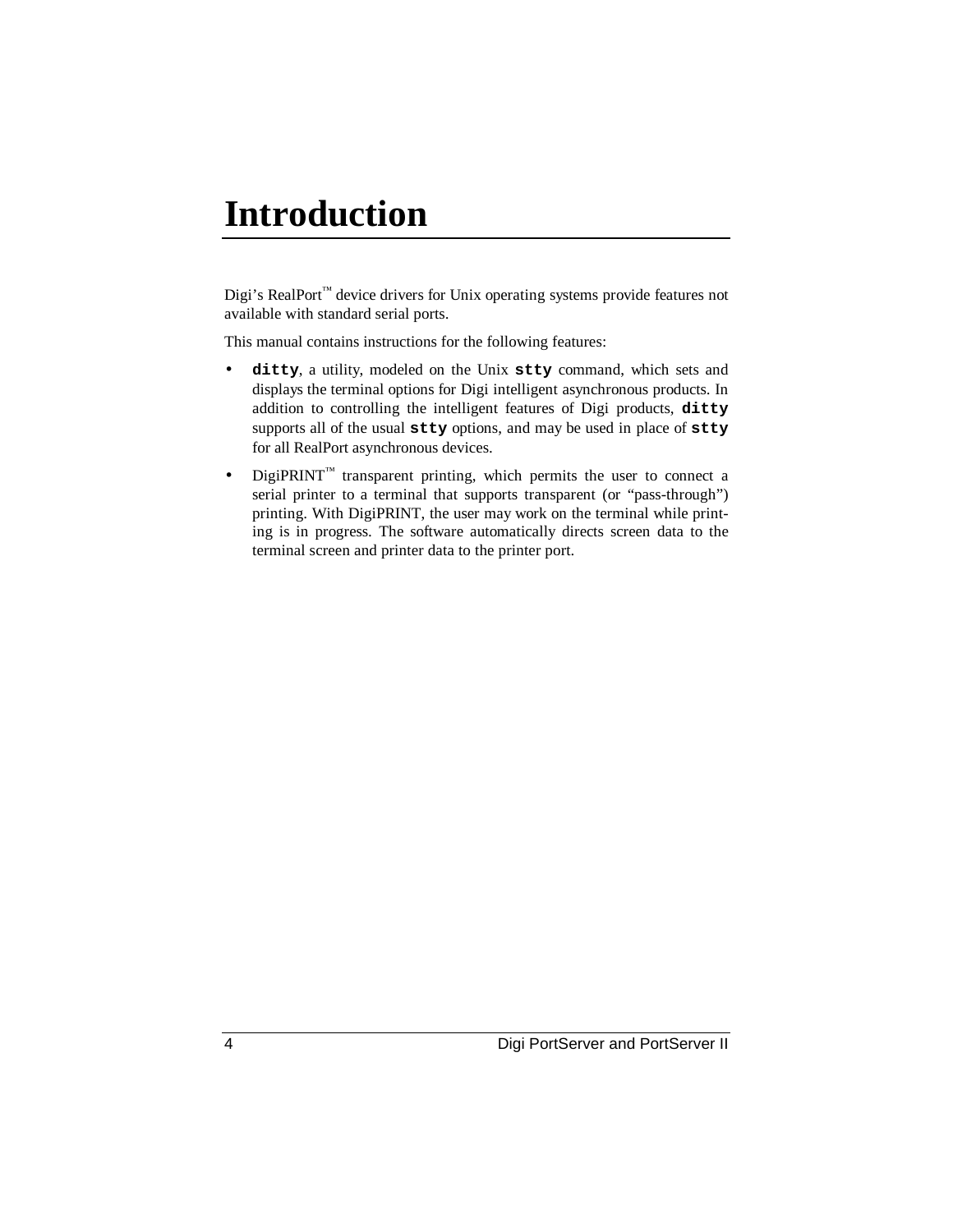# Introduction

Digi's RealPort™ device drivers for Unix operating systems provide features not available with standard serial ports.

This manual contains instructions for the following features:

- **`ditty`**, a utility, modeled on the Unix **`stty`** command, which sets and displays the terminal options for Digi intelligent asynchronous products. In addition to controlling the intelligent features of Digi products, **`ditty`** supports all of the usual **`stty`** options, and may be used in place of **`stty`** for all RealPort asynchronous devices.
- DigiPRINT™ transparent printing, which permits the user to connect a serial printer to a terminal that supports transparent (or "pass-through") printing. With DigiPRINT, the user may work on the terminal while printing is in progress. The software automatically directs screen data to the terminal screen and printer data to the printer port.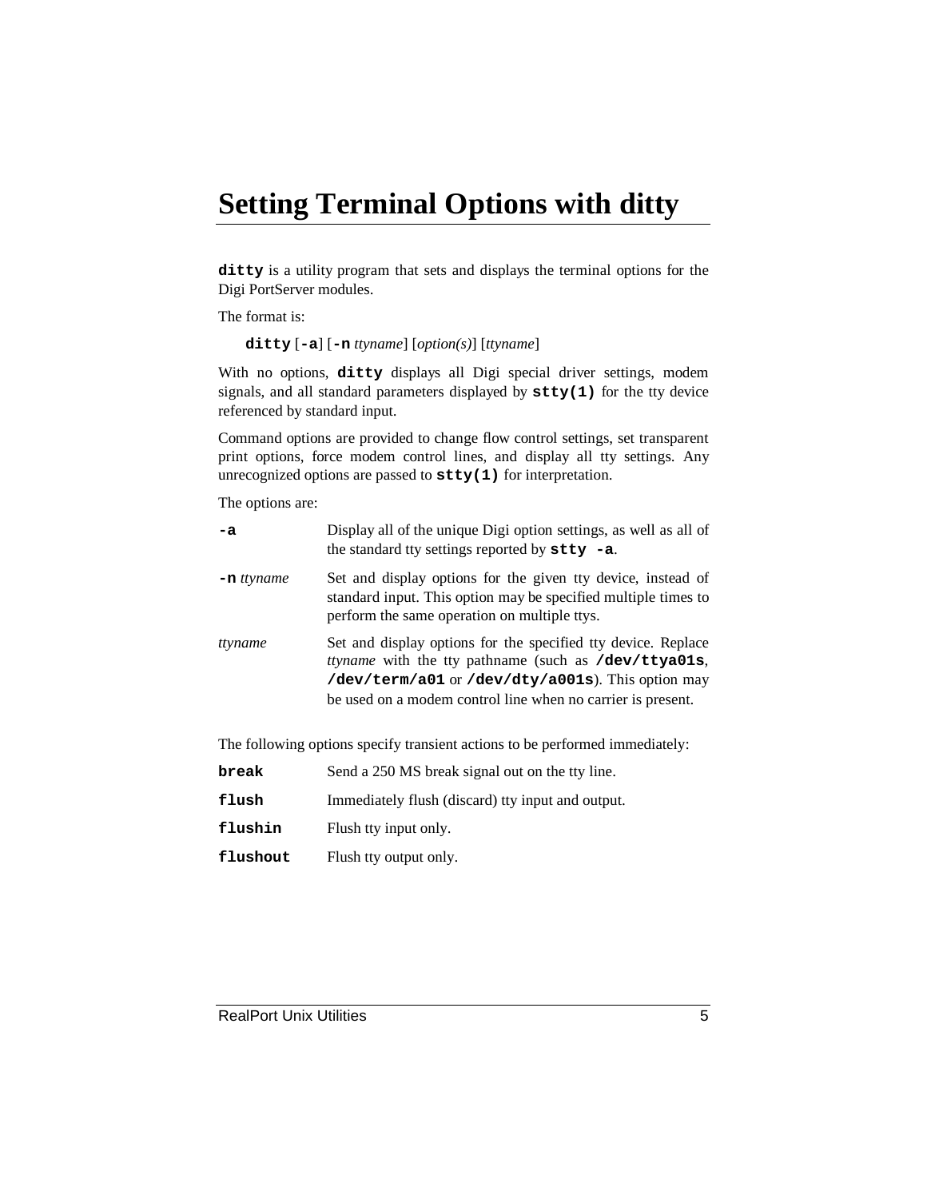# Setting Terminal Options with ditty

**`ditty`** is a utility program that sets and displays the terminal options for the Digi PortServer modules.

The format is:

> **`ditty`** [**`-a`**] [**`-n`** *ttyname*] [*option(s)*] [*ttyname*]

With no options, **`ditty`** displays all Digi special driver settings, modem signals, and all standard parameters displayed by **`stty(1)`** for the tty device referenced by standard input.

Command options are provided to change flow control settings, set transparent print options, force modem control lines, and display all tty settings. Any unrecognized options are passed to **`stty(1)`** for interpretation.

The options are:

| | |
|---|---|
| **`-a`** | Display all of the unique Digi option settings, as well as all of the standard tty settings reported by **`stty -a`**. |
| **`-n`** *ttyname* | Set and display options for the given tty device, instead of standard input. This option may be specified multiple times to perform the same operation on multiple ttys. |
| *ttyname* | Set and display options for the specified tty device. Replace *ttyname* with the tty pathname (such as **`/dev/ttya01s`**, **`/dev/term/a01`** or **`/dev/dty/a001s`**). This option may be used on a modem control line when no carrier is present. |

The following options specify transient actions to be performed immediately:

| | |
|---|---|
| **`break`** | Send a 250 MS break signal out on the tty line. |
| **`flush`** | Immediately flush (discard) tty input and output. |
| **`flushin`** | Flush tty input only. |
| **`flushout`** | Flush tty output only. |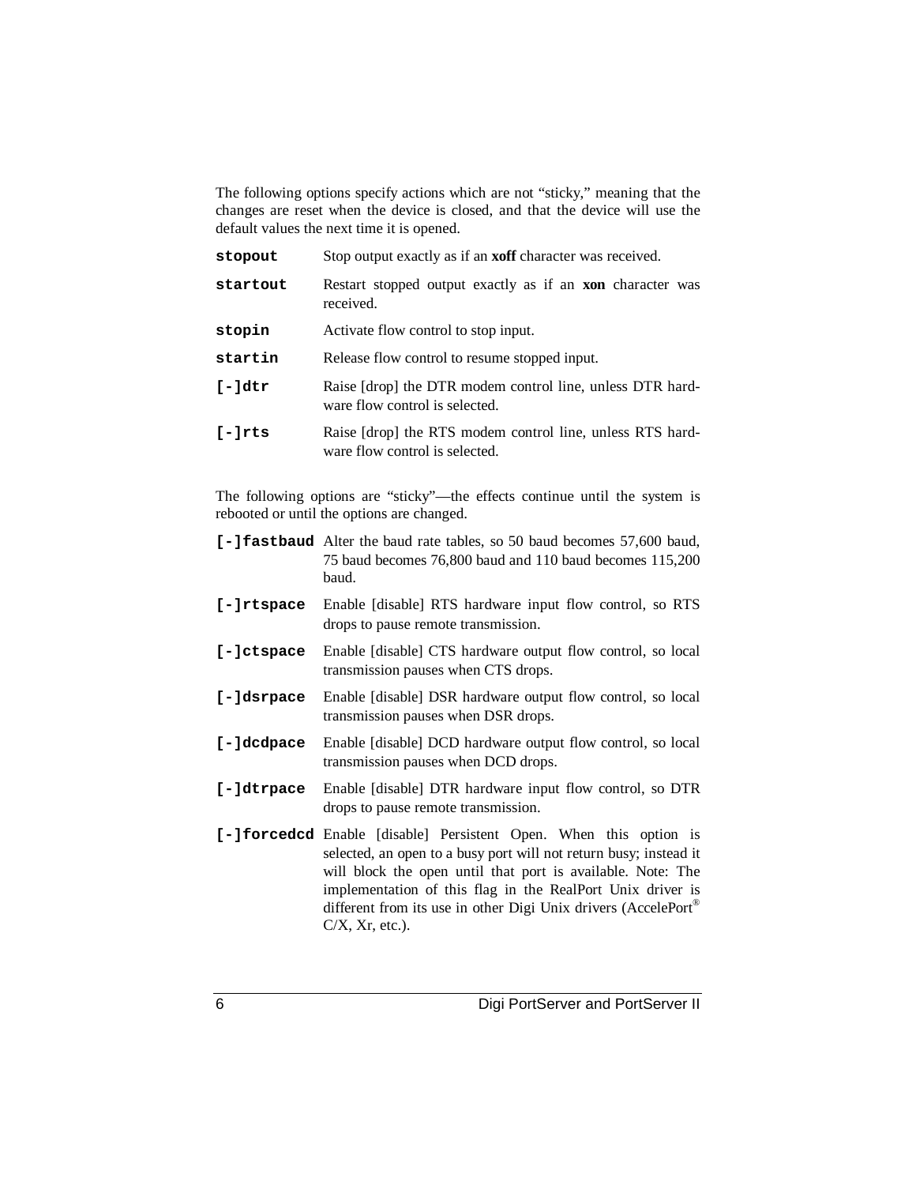The following options specify actions which are not "sticky," meaning that the changes are reset when the device is closed, and that the device will use the default values the next time it is opened.

| | |
|---|---|
| **`stopout`** | Stop output exactly as if an **xoff** character was received. |
| **`startout`** | Restart stopped output exactly as if an **xon** character was received. |
| **`stopin`** | Activate flow control to stop input. |
| **`startin`** | Release flow control to resume stopped input. |
| **`[-]dtr`** | Raise [drop] the DTR modem control line, unless DTR hardware flow control is selected. |
| **`[-]rts`** | Raise [drop] the RTS modem control line, unless RTS hardware flow control is selected. |

The following options are "sticky"—the effects continue until the system is rebooted or until the options are changed.

| | |
|---|---|
| **`[-]fastbaud`** | Alter the baud rate tables, so 50 baud becomes 57,600 baud, 75 baud becomes 76,800 baud and 110 baud becomes 115,200 baud. |
| **`[-]rtspace`** | Enable [disable] RTS hardware input flow control, so RTS drops to pause remote transmission. |
| **`[-]ctspace`** | Enable [disable] CTS hardware output flow control, so local transmission pauses when CTS drops. |
| **`[-]dsrpace`** | Enable [disable] DSR hardware output flow control, so local transmission pauses when DSR drops. |
| **`[-]dcdpace`** | Enable [disable] DCD hardware output flow control, so local transmission pauses when DCD drops. |
| **`[-]dtrpace`** | Enable [disable] DTR hardware input flow control, so DTR drops to pause remote transmission. |
| **`[-]forcedcd`** | Enable [disable] Persistent Open. When this option is selected, an open to a busy port will not return busy; instead it will block the open until that port is available. Note: The implementation of this flag in the RealPort Unix driver is different from its use in other Digi Unix drivers (AccelePort® C/X, Xr, etc.). |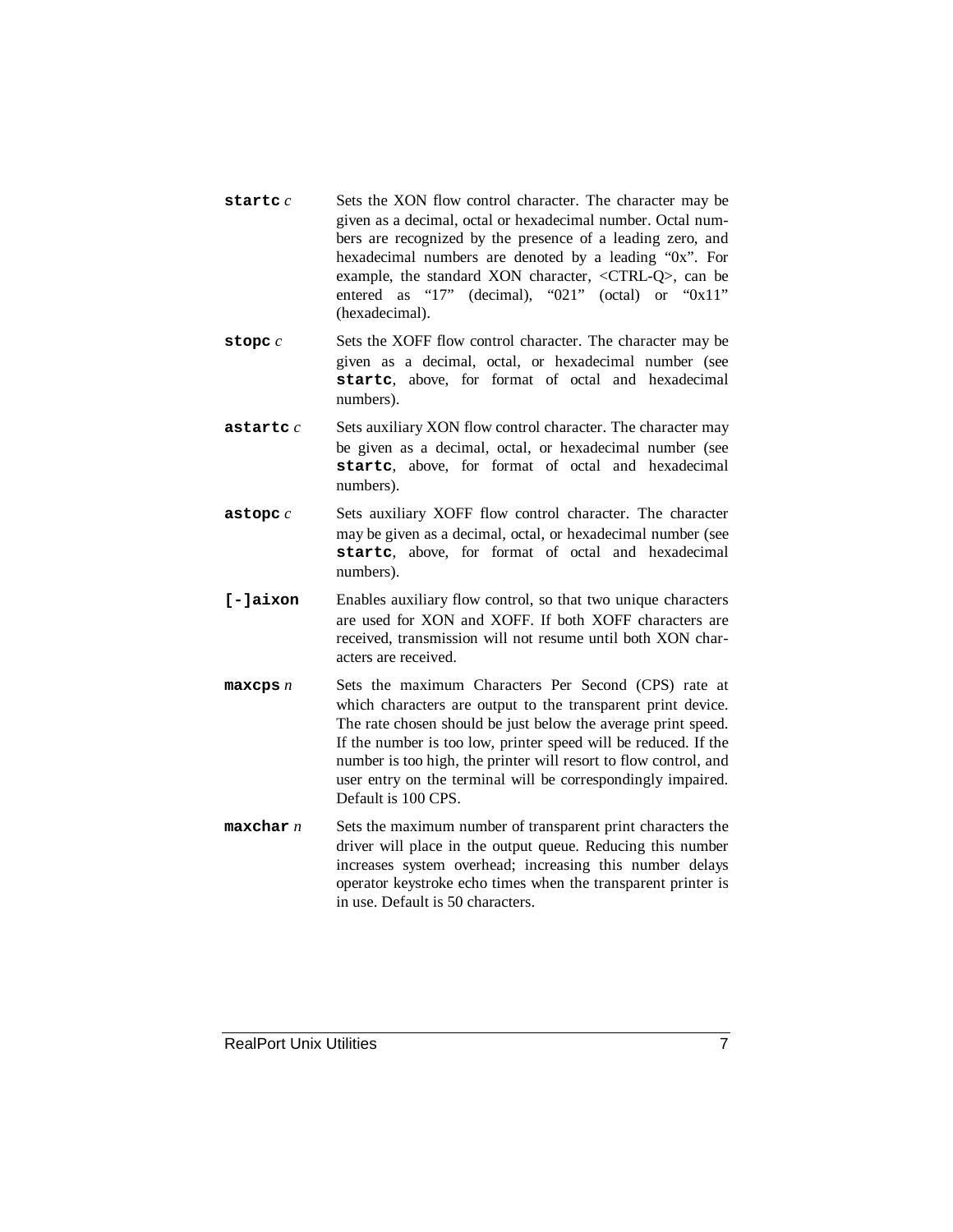**startc** *c*
: Sets the XON flow control character. The character may be given as a decimal, octal or hexadecimal number. Octal numbers are recognized by the presence of a leading zero, and hexadecimal numbers are denoted by a leading "0x". For example, the standard XON character, <CTRL-Q>, can be entered as "17" (decimal), "021" (octal) or "0x11" (hexadecimal).

**stopc** *c*
: Sets the XOFF flow control character. The character may be given as a decimal, octal, or hexadecimal number (see **startc**, above, for format of octal and hexadecimal numbers).

**astartc** *c*
: Sets auxiliary XON flow control character. The character may be given as a decimal, octal, or hexadecimal number (see **startc**, above, for format of octal and hexadecimal numbers).

**astopc** *c*
: Sets auxiliary XOFF flow control character. The character may be given as a decimal, octal, or hexadecimal number (see **startc**, above, for format of octal and hexadecimal numbers).

**[-]aixon**
: Enables auxiliary flow control, so that two unique characters are used for XON and XOFF. If both XOFF characters are received, transmission will not resume until both XON characters are received.

**maxcps** *n*
: Sets the maximum Characters Per Second (CPS) rate at which characters are output to the transparent print device. The rate chosen should be just below the average print speed. If the number is too low, printer speed will be reduced. If the number is too high, the printer will resort to flow control, and user entry on the terminal will be correspondingly impaired. Default is 100 CPS.

**maxchar** *n*
: Sets the maximum number of transparent print characters the driver will place in the output queue. Reducing this number increases system overhead; increasing this number delays operator keystroke echo times when the transparent printer is in use. Default is 50 characters.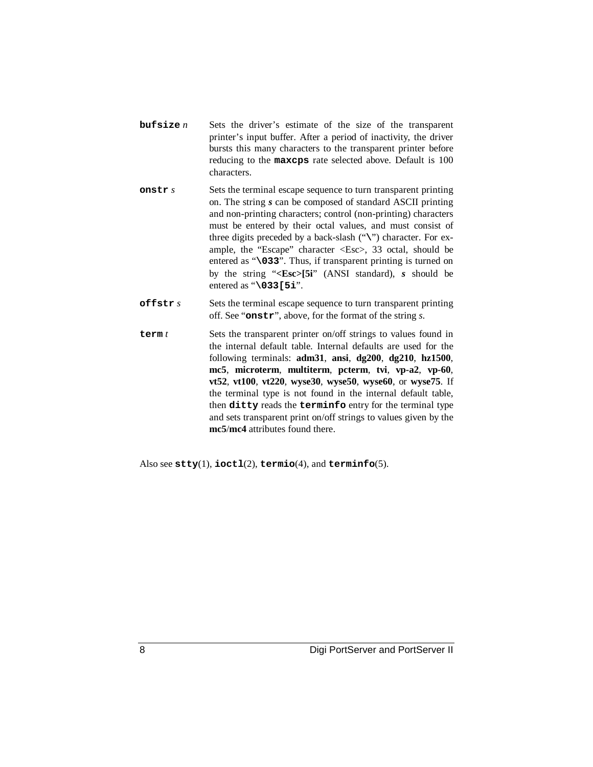**bufsize** *n*
: Sets the driver's estimate of the size of the transparent printer's input buffer. After a period of inactivity, the driver bursts this many characters to the transparent printer before reducing to the **maxcps** rate selected above. Default is 100 characters.

**onstr** *s*
: Sets the terminal escape sequence to turn transparent printing on. The string ***s*** can be composed of standard ASCII printing and non-printing characters; control (non-printing) characters must be entered by their octal values, and must consist of three digits preceded by a back-slash ("**\\**") character. For example, the "Escape" character <Esc>, 33 octal, should be entered as "**\033**". Thus, if transparent printing is turned on by the string "**<Esc>[5i**" (ANSI standard), ***s*** should be entered as "**\033[5i**".

**offstr** *s*
: Sets the terminal escape sequence to turn transparent printing off. See "**onstr**", above, for the format of the string *s*.

**term** *t*
: Sets the transparent printer on/off strings to values found in the internal default table. Internal defaults are used for the following terminals: **adm31**, **ansi**, **dg200**, **dg210**, **hz1500**, **mc5**, **microterm**, **multiterm**, **pcterm**, **tvi**, **vp-a2**, **vp-60**, **vt52**, **vt100**, **vt220**, **wyse30**, **wyse50**, **wyse60**, or **wyse75**. If the terminal type is not found in the internal default table, then **ditty** reads the **terminfo** entry for the terminal type and sets transparent print on/off strings to values given by the **mc5**/**mc4** attributes found there.

Also see **stty**(1), **ioctl**(2), **termio**(4), and **terminfo**(5).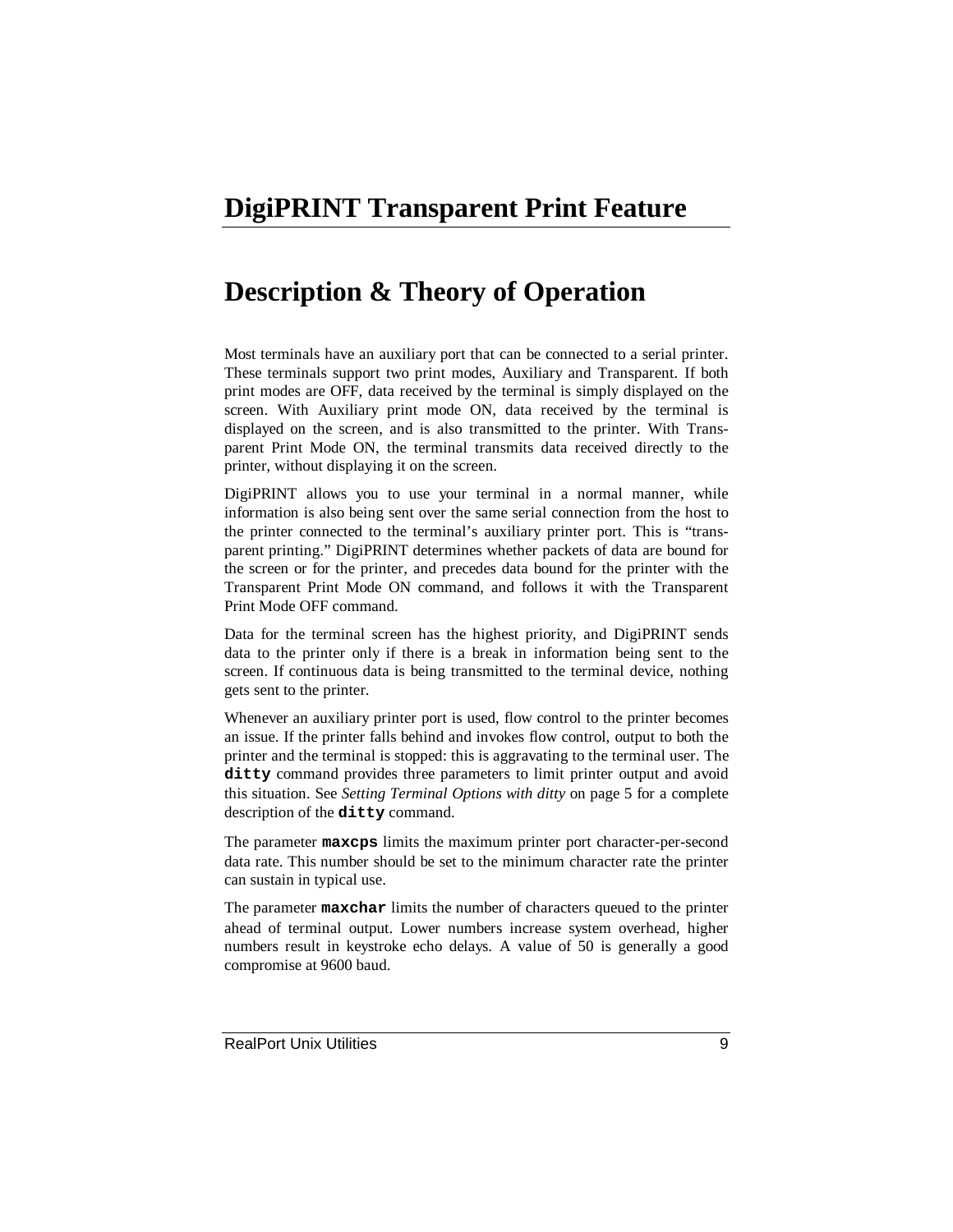# DigiPRINT Transparent Print Feature

## Description & Theory of Operation

Most terminals have an auxiliary port that can be connected to a serial printer. These terminals support two print modes, Auxiliary and Transparent. If both print modes are OFF, data received by the terminal is simply displayed on the screen. With Auxiliary print mode ON, data received by the terminal is displayed on the screen, and is also transmitted to the printer. With Transparent Print Mode ON, the terminal transmits data received directly to the printer, without displaying it on the screen.

DigiPRINT allows you to use your terminal in a normal manner, while information is also being sent over the same serial connection from the host to the printer connected to the terminal's auxiliary printer port. This is "transparent printing." DigiPRINT determines whether packets of data are bound for the screen or for the printer, and precedes data bound for the printer with the Transparent Print Mode ON command, and follows it with the Transparent Print Mode OFF command.

Data for the terminal screen has the highest priority, and DigiPRINT sends data to the printer only if there is a break in information being sent to the screen. If continuous data is being transmitted to the terminal device, nothing gets sent to the printer.

Whenever an auxiliary printer port is used, flow control to the printer becomes an issue. If the printer falls behind and invokes flow control, output to both the printer and the terminal is stopped: this is aggravating to the terminal user. The **`ditty`** command provides three parameters to limit printer output and avoid this situation. See *Setting Terminal Options with ditty* on page 5 for a complete description of the **`ditty`** command.

The parameter **`maxcps`** limits the maximum printer port character-per-second data rate. This number should be set to the minimum character rate the printer can sustain in typical use.

The parameter **`maxchar`** limits the number of characters queued to the printer ahead of terminal output. Lower numbers increase system overhead, higher numbers result in keystroke echo delays. A value of 50 is generally a good compromise at 9600 baud.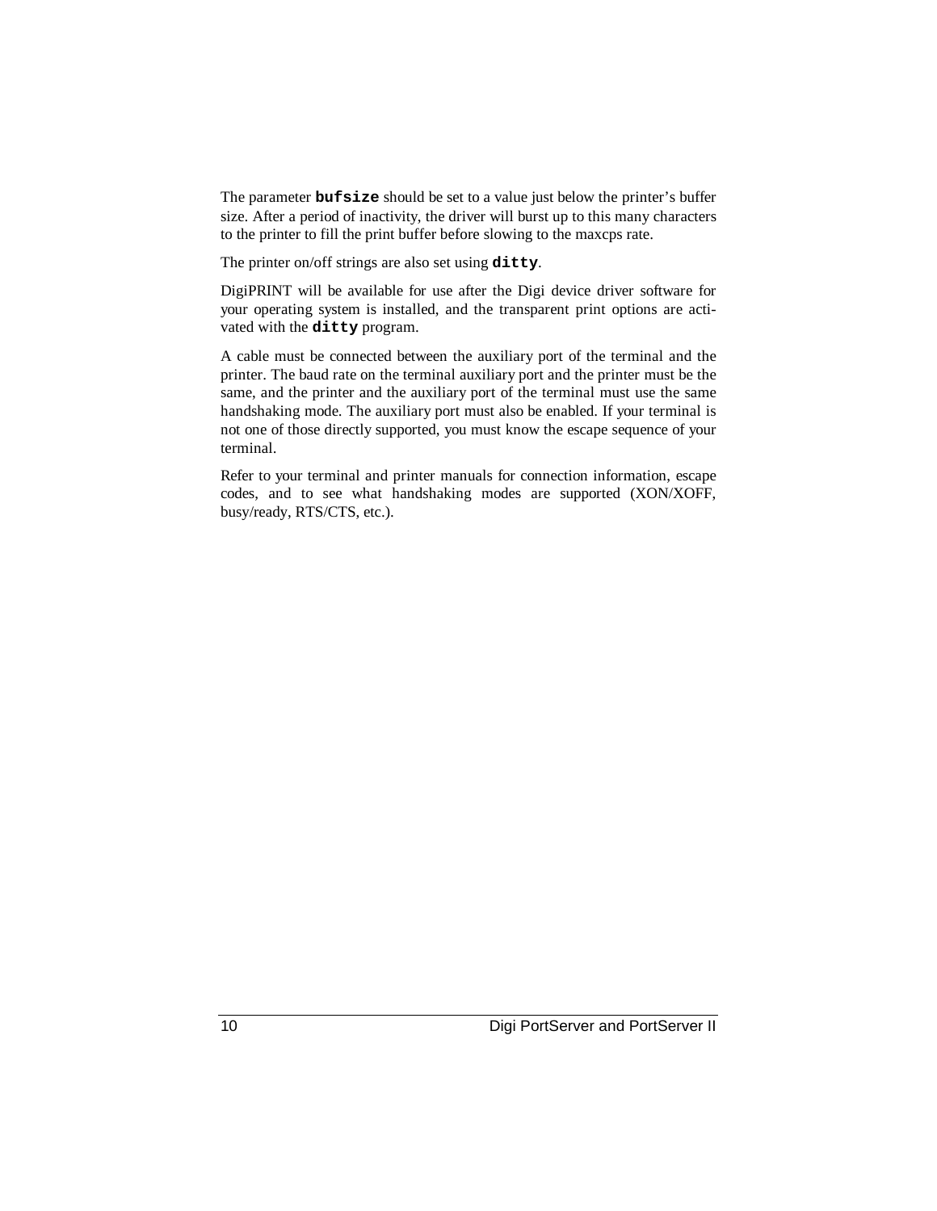The parameter **`bufsize`** should be set to a value just below the printer's buffer size. After a period of inactivity, the driver will burst up to this many characters to the printer to fill the print buffer before slowing to the maxcps rate.

The printer on/off strings are also set using **`ditty`**.

DigiPRINT will be available for use after the Digi device driver software for your operating system is installed, and the transparent print options are activated with the **`ditty`** program.

A cable must be connected between the auxiliary port of the terminal and the printer. The baud rate on the terminal auxiliary port and the printer must be the same, and the printer and the auxiliary port of the terminal must use the same handshaking mode. The auxiliary port must also be enabled. If your terminal is not one of those directly supported, you must know the escape sequence of your terminal.

Refer to your terminal and printer manuals for connection information, escape codes, and to see what handshaking modes are supported (XON/XOFF, busy/ready, RTS/CTS, etc.).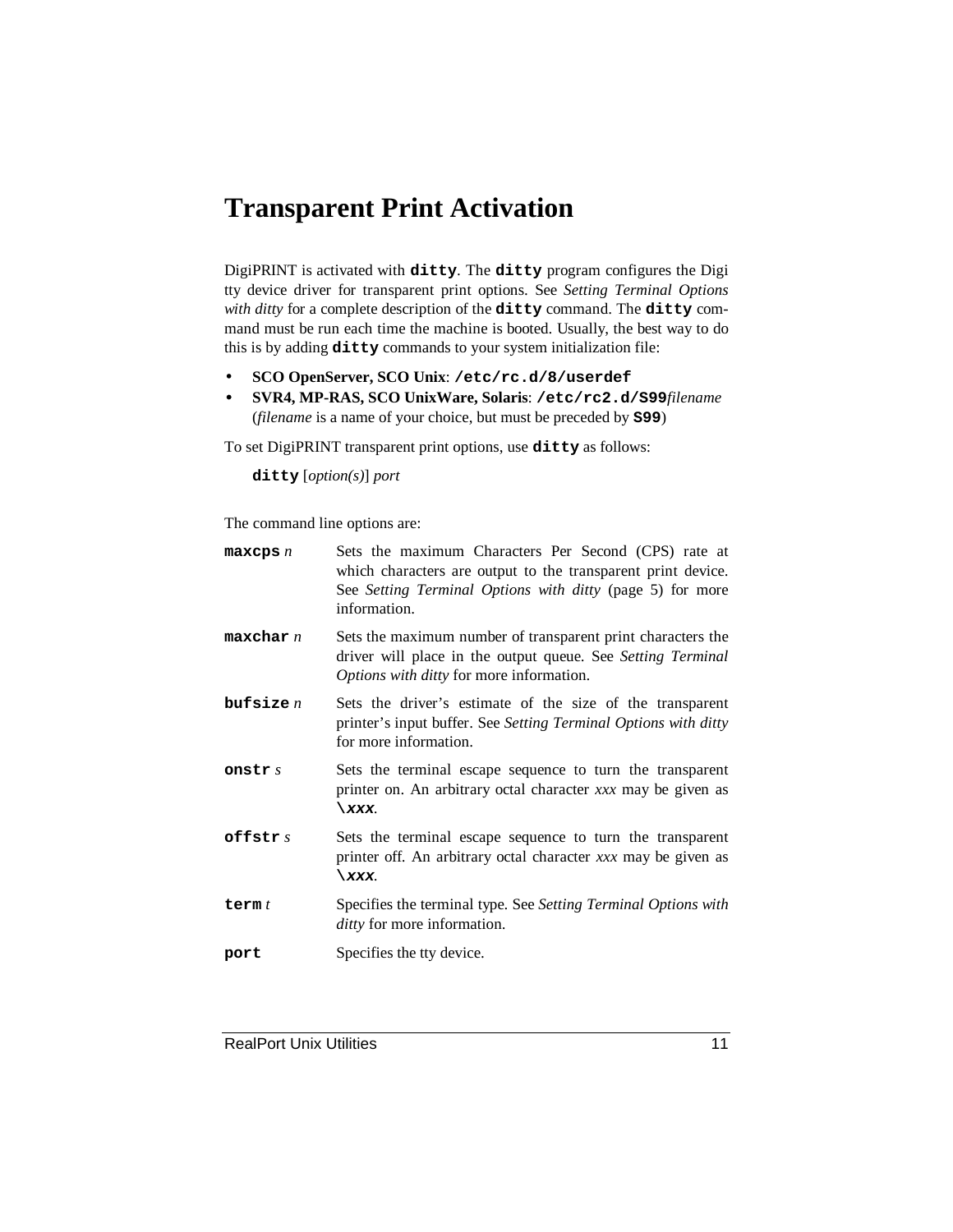# Transparent Print Activation

DigiPRINT is activated with **`ditty`**. The **`ditty`** program configures the Digi tty device driver for transparent print options. See *Setting Terminal Options with ditty* for a complete description of the **`ditty`** command. The **`ditty`** command must be run each time the machine is booted. Usually, the best way to do this is by adding **`ditty`** commands to your system initialization file:

- **SCO OpenServer, SCO Unix**: **`/etc/rc.d/8/userdef`**
- **SVR4, MP-RAS, SCO UnixWare, Solaris**: **`/etc/rc2.d/S99`***filename* (*filename* is a name of your choice, but must be preceded by **`S99`**)

To set DigiPRINT transparent print options, use **`ditty`** as follows:

**`ditty`** [*option(s)*] *port*

The command line options are:

**`maxcps`** *n* — Sets the maximum Characters Per Second (CPS) rate at which characters are output to the transparent print device. See *Setting Terminal Options with ditty* (page 5) for more information.

**`maxchar`** *n* — Sets the maximum number of transparent print characters the driver will place in the output queue. See *Setting Terminal Options with ditty* for more information.

**`bufsize`** *n* — Sets the driver's estimate of the size of the transparent printer's input buffer. See *Setting Terminal Options with ditty* for more information.

**`onstr`** *s* — Sets the terminal escape sequence to turn the transparent printer on. An arbitrary octal character *xxx* may be given as **`\xxx`**.

**`offstr`** *s* — Sets the terminal escape sequence to turn the transparent printer off. An arbitrary octal character *xxx* may be given as **`\xxx`**.

**`term`** *t* — Specifies the terminal type. See *Setting Terminal Options with ditty* for more information.

**`port`** — Specifies the tty device.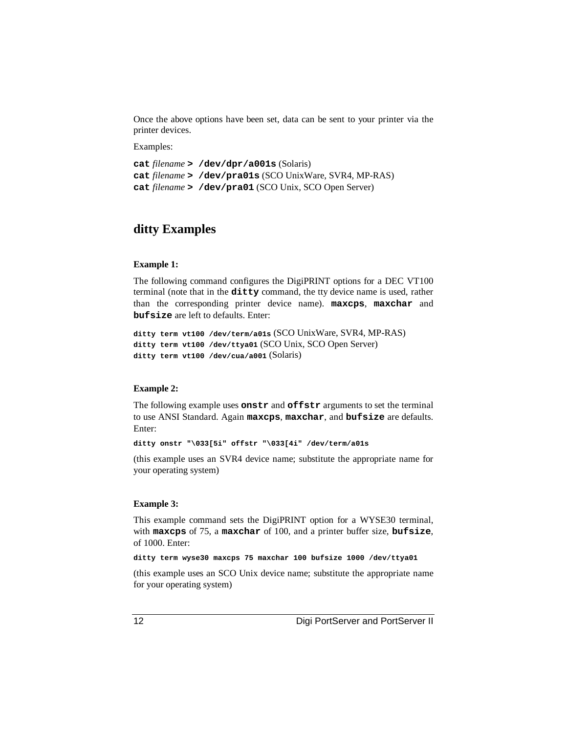Once the above options have been set, data can be sent to your printer via the printer devices.

Examples:

**cat** *filename* **> /dev/dpr/a001s** (Solaris)
**cat** *filename* **> /dev/pra01s** (SCO UnixWare, SVR4, MP-RAS)
**cat** *filename* **> /dev/pra01** (SCO Unix, SCO Open Server)

## ditty Examples

**Example 1:**

The following command configures the DigiPRINT options for a DEC VT100 terminal (note that in the **ditty** command, the tty device name is used, rather than the corresponding printer device name). **maxcps**, **maxchar** and **bufsize** are left to defaults. Enter:

**ditty term vt100 /dev/term/a01s** (SCO UnixWare, SVR4, MP-RAS)
**ditty term vt100 /dev/ttya01** (SCO Unix, SCO Open Server)
**ditty term vt100 /dev/cua/a001** (Solaris)

**Example 2:**

The following example uses **onstr** and **offstr** arguments to set the terminal to use ANSI Standard. Again **maxcps**, **maxchar**, and **bufsize** are defaults. Enter:

```
ditty onstr "\033[5i" offstr "\033[4i" /dev/term/a01s
```

(this example uses an SVR4 device name; substitute the appropriate name for your operating system)

**Example 3:**

This example command sets the DigiPRINT option for a WYSE30 terminal, with **maxcps** of 75, a **maxchar** of 100, and a printer buffer size, **bufsize**, of 1000. Enter:

```
ditty term wyse30 maxcps 75 maxchar 100 bufsize 1000 /dev/ttya01
```

(this example uses an SCO Unix device name; substitute the appropriate name for your operating system)